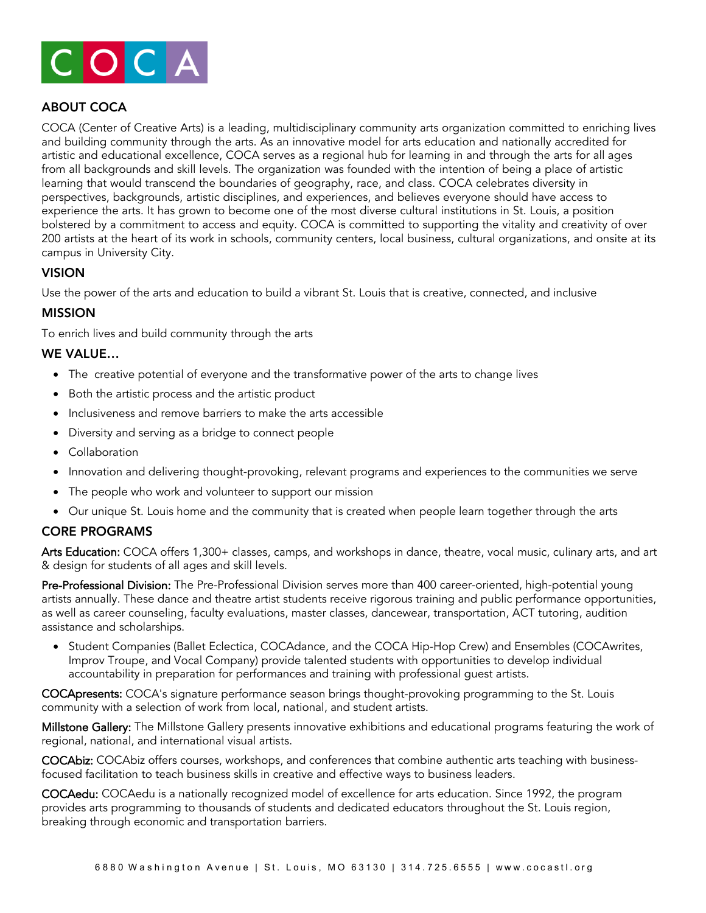COCA

## ABOUT COCA

COCA (Center of Creative Arts) is a leading, multidisciplinary community arts organization committed to enriching lives and building community through the arts. As an innovative model for arts education and nationally accredited for artistic and educational excellence, COCA serves as a regional hub for learning in and through the arts for all ages from all backgrounds and skill levels. The organization was founded with the intention of being a place of artistic learning that would transcend the boundaries of geography, race, and class. COCA celebrates diversity in perspectives, backgrounds, artistic disciplines, and experiences, and believes everyone should have access to experience the arts. It has grown to become one of the most diverse cultural institutions in St. Louis, a position bolstered by a commitment to access and equity. COCA is committed to supporting the vitality and creativity of over 200 artists at the heart of its work in schools, community centers, local business, cultural organizations, and onsite at its campus in University City.

## VISION

Use the power of the arts and education to build a vibrant St. Louis that is creative, connected, and inclusive

## MISSION

To enrich lives and build community through the arts

## WE VALUE…

- The creative potential of everyone and the transformative power of the arts to change lives
- Both the artistic process and the artistic product
- Inclusiveness and remove barriers to make the arts accessible
- Diversity and serving as a bridge to connect people
- Collaboration
- Innovation and delivering thought-provoking, relevant programs and experiences to the communities we serve
- The people who work and volunteer to support our mission
- Our unique St. Louis home and the community that is created when people learn together through the arts

## CORE PROGRAMS

Arts Education: COCA offers 1,300+ classes, camps, and workshops in dance, theatre, vocal music, culinary arts, and art & design for students of all ages and skill levels.

Pre-Professional Division: The Pre-Professional Division serves more than 400 career-oriented, high-potential young artists annually. These dance and theatre artist students receive rigorous training and public performance opportunities, as well as career counseling, faculty evaluations, master classes, dancewear, transportation, ACT tutoring, audition assistance and scholarships.

- Student Companies (Ballet Eclectica, COCAdance, and the COCA Hip-Hop Crew) and Ensembles (COCAwrites, Improv Troupe, and Vocal Company) provide talented students with opportunities to develop individual accountability in preparation for performances and training with professional guest artists.

COCApresents: COCA's signature performance season brings thought-provoking programming to the St. Louis community with a selection of work from local, national, and student artists.

Millstone Gallery: The Millstone Gallery presents innovative exhibitions and educational programs featuring the work of regional, national, and international visual artists.

COCAbiz: COCAbiz offers courses, workshops, and conferences that combine authentic arts teaching with business-focused facilitation to teach business skills in creative and effective ways to business leaders.

COCAedu: COCAedu is a nationally recognized model of excellence for arts education. Since 1992, the program provides arts programming to thousands of students and dedicated educators throughout the St. Louis region, breaking through economic and transportation barriers.

6880 Washington Avenue | St. Louis, MO 63130 | 314.725.6555 | www.cocastl.org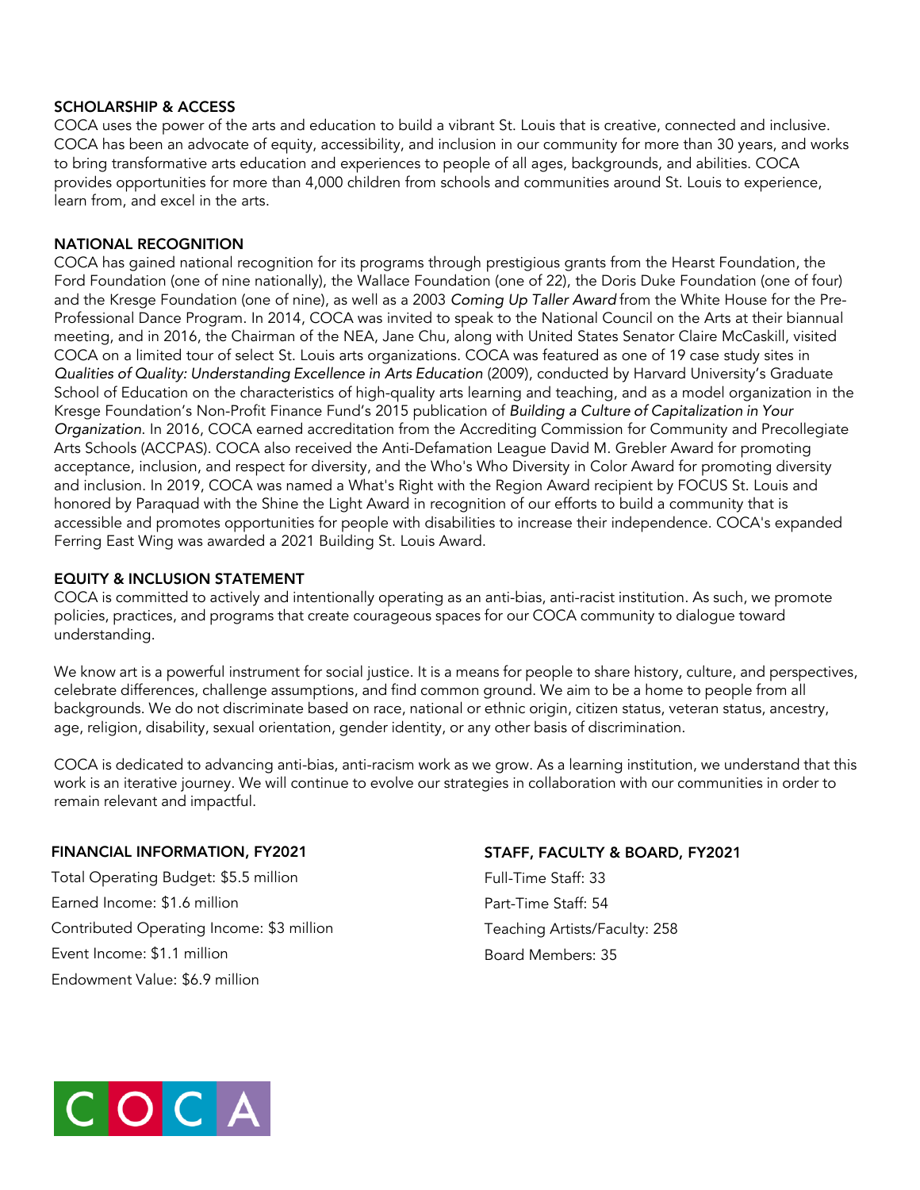## SCHOLARSHIP & ACCESS

COCA uses the power of the arts and education to build a vibrant St. Louis that is creative, connected and inclusive. COCA has been an advocate of equity, accessibility, and inclusion in our community for more than 30 years, and works to bring transformative arts education and experiences to people of all ages, backgrounds, and abilities. COCA provides opportunities for more than 4,000 children from schools and communities around St. Louis to experience, learn from, and excel in the arts.

## NATIONAL RECOGNITION

COCA has gained national recognition for its programs through prestigious grants from the Hearst Foundation, the Ford Foundation (one of nine nationally), the Wallace Foundation (one of 22), the Doris Duke Foundation (one of four) and the Kresge Foundation (one of nine), as well as a 2003 *Coming Up Taller Award* from the White House for the Pre-Professional Dance Program. In 2014, COCA was invited to speak to the National Council on the Arts at their biannual meeting, and in 2016, the Chairman of the NEA, Jane Chu, along with United States Senator Claire McCaskill, visited COCA on a limited tour of select St. Louis arts organizations. COCA was featured as one of 19 case study sites in *Qualities of Quality: Understanding Excellence in Arts Education* (2009), conducted by Harvard University's Graduate School of Education on the characteristics of high-quality arts learning and teaching, and as a model organization in the Kresge Foundation's Non-Profit Finance Fund's 2015 publication of *Building a Culture of Capitalization in Your Organization*. In 2016, COCA earned accreditation from the Accrediting Commission for Community and Precollegiate Arts Schools (ACCPAS). COCA also received the Anti-Defamation League David M. Grebler Award for promoting acceptance, inclusion, and respect for diversity, and the Who's Who Diversity in Color Award for promoting diversity and inclusion. In 2019, COCA was named a What's Right with the Region Award recipient by FOCUS St. Louis and honored by Paraquad with the Shine the Light Award in recognition of our efforts to build a community that is accessible and promotes opportunities for people with disabilities to increase their independence. COCA's expanded Ferring East Wing was awarded a 2021 Building St. Louis Award.

## EQUITY & INCLUSION STATEMENT

COCA is committed to actively and intentionally operating as an anti-bias, anti-racist institution. As such, we promote policies, practices, and programs that create courageous spaces for our COCA community to dialogue toward understanding.

We know art is a powerful instrument for social justice. It is a means for people to share history, culture, and perspectives, celebrate differences, challenge assumptions, and find common ground. We aim to be a home to people from all backgrounds. We do not discriminate based on race, national or ethnic origin, citizen status, veteran status, ancestry, age, religion, disability, sexual orientation, gender identity, or any other basis of discrimination.

COCA is dedicated to advancing anti-bias, anti-racism work as we grow. As a learning institution, we understand that this work is an iterative journey. We will continue to evolve our strategies in collaboration with our communities in order to remain relevant and impactful.

## FINANCIAL INFORMATION, FY2021

Total Operating Budget: $5.5 million

Earned Income: $1.6 million

Contributed Operating Income: $3 million

Event Income: $1.1 million

Endowment Value: $6.9 million

## STAFF, FACULTY & BOARD, FY2021

Full-Time Staff: 33

Part-Time Staff: 54

Teaching Artists/Faculty: 258

Board Members: 35

COCA